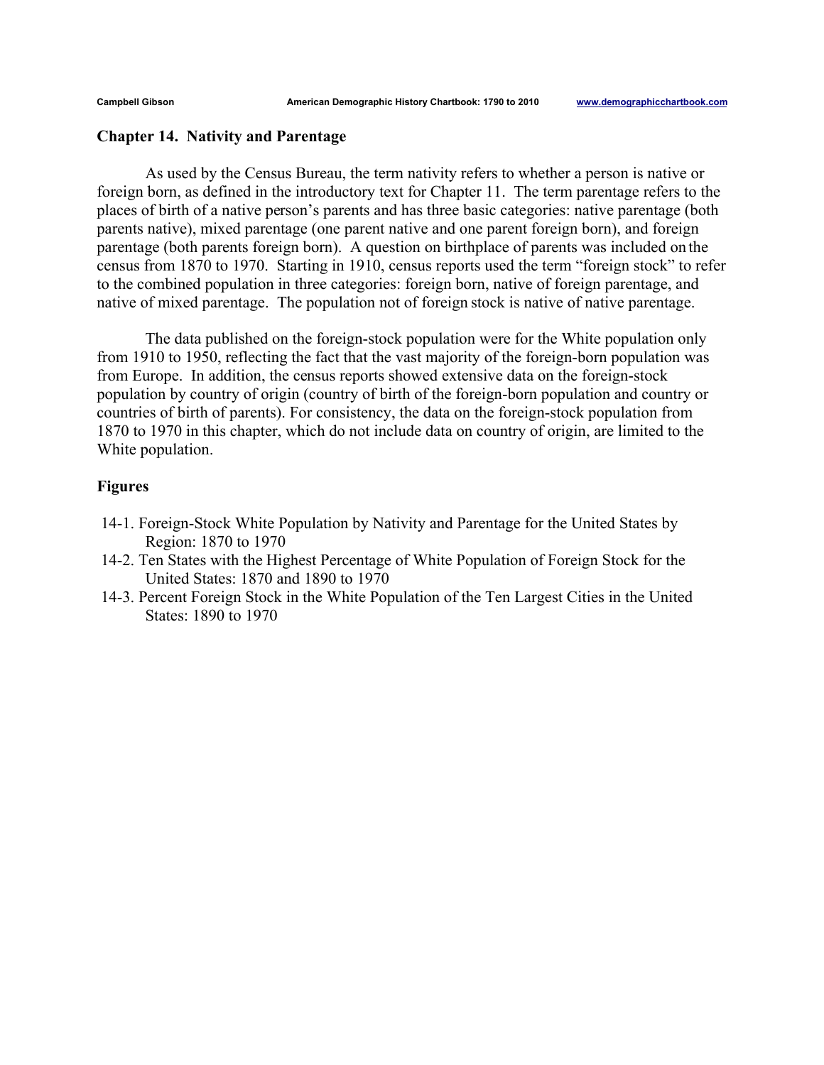## Chapter 14. Nativity and Parentage

As used by the Census Bureau, the term nativity refers to whether a person is native or foreign born, as defined in the introductory text for Chapter 11. The term parentage refers to the places of birth of a native person's parents and has three basic categories: native parentage (both parents native), mixed parentage (one parent native and one parent foreign born), and foreign parentage (both parents foreign born). A question on birthplace of parents was included on the census from 1870 to 1970. Starting in 1910, census reports used the term "foreign stock" to refer to the combined population in three categories: foreign born, native of foreign parentage, and native of mixed parentage. The population not of foreign stock is native of native parentage.

The data published on the foreign-stock population were for the White population only from 1910 to 1950, reflecting the fact that the vast majority of the foreign-born population was from Europe. In addition, the census reports showed extensive data on the foreign-stock population by country of origin (country of birth of the foreign-born population and country or countries of birth of parents). For consistency, the data on the foreign-stock population from 1870 to 1970 in this chapter, which do not include data on country of origin, are limited to the White population.

### Figures

14-1. Foreign-Stock White Population by Nativity and Parentage for the United States by Region: 1870 to 1970

14-2. Ten States with the Highest Percentage of White Population of Foreign Stock for the United States: 1870 and 1890 to 1970

14-3. Percent Foreign Stock in the White Population of the Ten Largest Cities in the United States: 1890 to 1970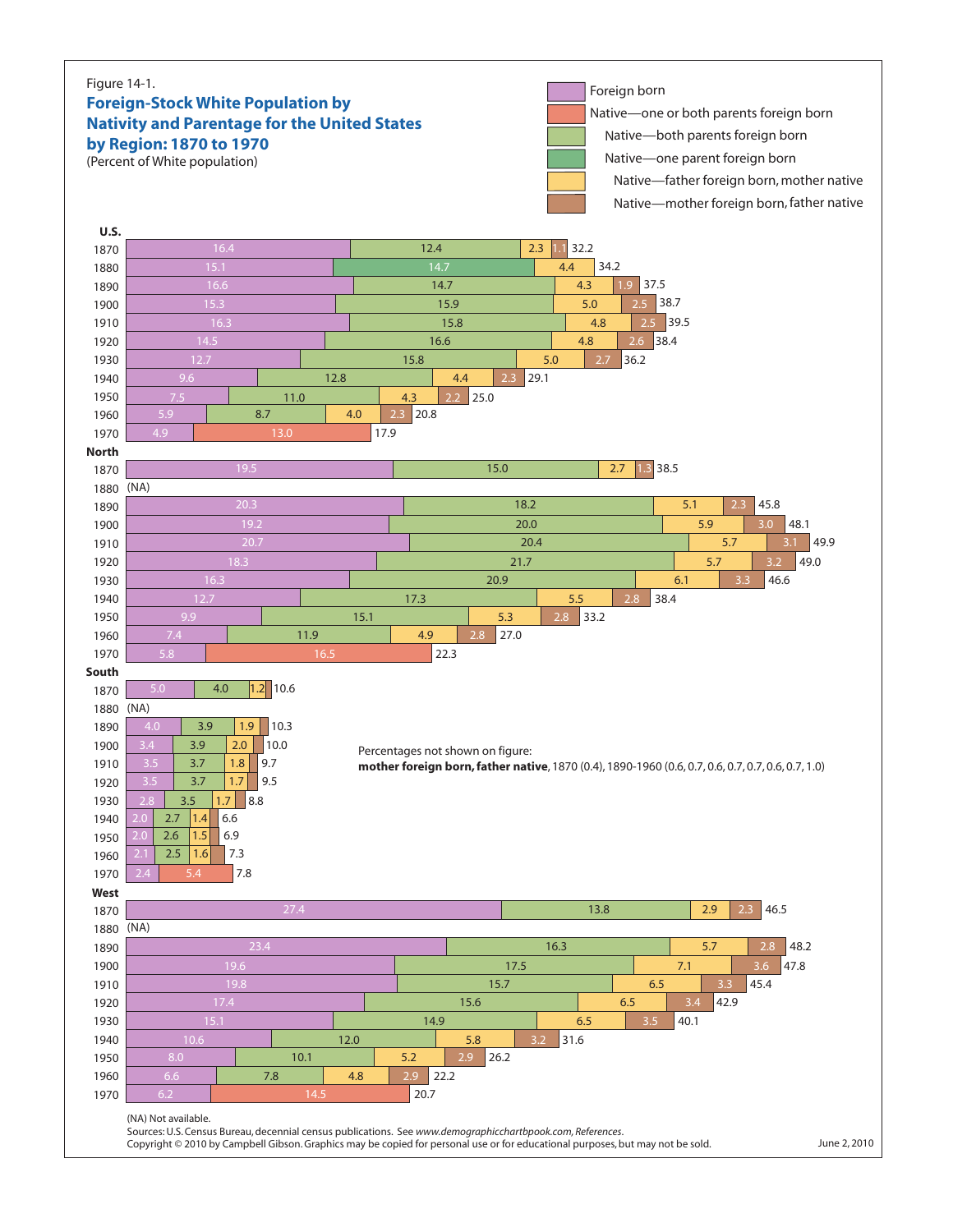Figure 14-1.

## Foreign-Stock White Population by Nativity and Parentage for the United States by Region: 1870 to 1970

(Percent of White population)

| Region / Year | Foreign born | Native—one or both parents foreign born | Native—both parents foreign born | Native—one parent foreign born | Native—father foreign born, mother native | Native—mother foreign born, father native | Total |
|---|---|---|---|---|---|---|---|
| **U.S.** | | | | | | | |
| 1870 | 16.4 | | 12.4 | | 2.3 | 1.1 | 32.2 |
| 1880 | 15.1 | | | 14.7 | 4.4 | | 34.2 |
| 1890 | 16.6 | | 14.7 | | 4.3 | 1.9 | 37.5 |
| 1900 | 15.3 | | 15.9 | | 5.0 | 2.5 | 38.7 |
| 1910 | 16.3 | | 15.8 | | 4.8 | 2.5 | 39.5 |
| 1920 | 14.5 | | 16.6 | | 4.8 | 2.6 | 38.4 |
| 1930 | 12.7 | | 15.8 | | 5.0 | 2.7 | 36.2 |
| 1940 | 9.6 | | 12.8 | | 4.4 | 2.3 | 29.1 |
| 1950 | 7.5 | | 11.0 | | 4.3 | 2.2 | 25.0 |
| 1960 | 5.9 | | 8.7 | | 4.0 | 2.3 | 20.8 |
| 1970 | 4.9 | 13.0 | | | | | 17.9 |
| **North** | | | | | | | |
| 1870 | 19.5 | | 15.0 | | 2.7 | 1.3 | 38.5 |
| 1880 | (NA) | | | | | | |
| 1890 | 20.3 | | 18.2 | | 5.1 | 2.3 | 45.8 |
| 1900 | 19.2 | | 20.0 | | 5.9 | 3.0 | 48.1 |
| 1910 | 20.7 | | 20.4 | | 5.7 | 3.1 | 49.9 |
| 1920 | 18.3 | | 21.7 | | 5.7 | 3.2 | 49.0 |
| 1930 | 16.3 | | 20.9 | | 6.1 | 3.3 | 46.6 |
| 1940 | 12.7 | | 17.3 | | 5.5 | 2.8 | 38.4 |
| 1950 | 9.9 | | 15.1 | | 5.3 | 2.8 | 33.2 |
| 1960 | 7.4 | | 11.9 | | 4.9 | 2.8 | 27.0 |
| 1970 | 5.8 | 16.5 | | | | | 22.3 |
| **South** | | | | | | | |
| 1870 | 5.0 | | 4.0 | | 1.2 | | 10.6 |
| 1880 | (NA) | | | | | | |
| 1890 | 4.0 | | 3.9 | | 1.9 | | 10.3 |
| 1900 | 3.4 | | 3.9 | | 2.0 | | 10.0 |
| 1910 | 3.5 | | 3.7 | | 1.8 | | 9.7 |
| 1920 | 3.5 | | 3.7 | | 1.7 | | 9.5 |
| 1930 | 2.8 | | 3.5 | | 1.7 | | 8.8 |
| 1940 | 2.0 | | 2.7 | | 1.4 | | 6.6 |
| 1950 | 2.0 | | 2.6 | | 1.5 | | 6.9 |
| 1960 | 2.1 | | 2.5 | | 1.6 | | 7.3 |
| 1970 | 2.4 | 5.4 | | | | | 7.8 |
| **West** | | | | | | | |
| 1870 | 27.4 | | 13.8 | | 2.9 | 2.3 | 46.5 |
| 1880 | (NA) | | | | | | |
| 1890 | 23.4 | | 16.3 | | 5.7 | 2.8 | 48.2 |
| 1900 | 19.6 | | 17.5 | | 7.1 | 3.6 | 47.8 |
| 1910 | 19.8 | | 15.7 | | 6.5 | 3.3 | 45.4 |
| 1920 | 17.4 | | 15.6 | | 6.5 | 3.4 | 42.9 |
| 1930 | 15.1 | | 14.9 | | 6.5 | 3.5 | 40.1 |
| 1940 | 10.6 | | 12.0 | | 5.8 | 3.2 | 31.6 |
| 1950 | 8.0 | | 10.1 | | 5.2 | 2.9 | 26.2 |
| 1960 | 6.6 | | 7.8 | | 4.8 | 2.9 | 22.2 |
| 1970 | 6.2 | 14.5 | | | | | 20.7 |

Percentages not shown on figure:
**mother foreign born, father native**, 1870 (0.4), 1890-1960 (0.6, 0.7, 0.6, 0.7, 0.7, 0.6, 0.7, 1.0)

(NA) Not available.

Sources: U.S. Census Bureau, decennial census publications. See *www.demographicchartbook.com, References*.

Copyright © 2010 by Campbell Gibson. Graphics may be copied for personal use or for educational purposes, but may not be sold.

June 2, 2010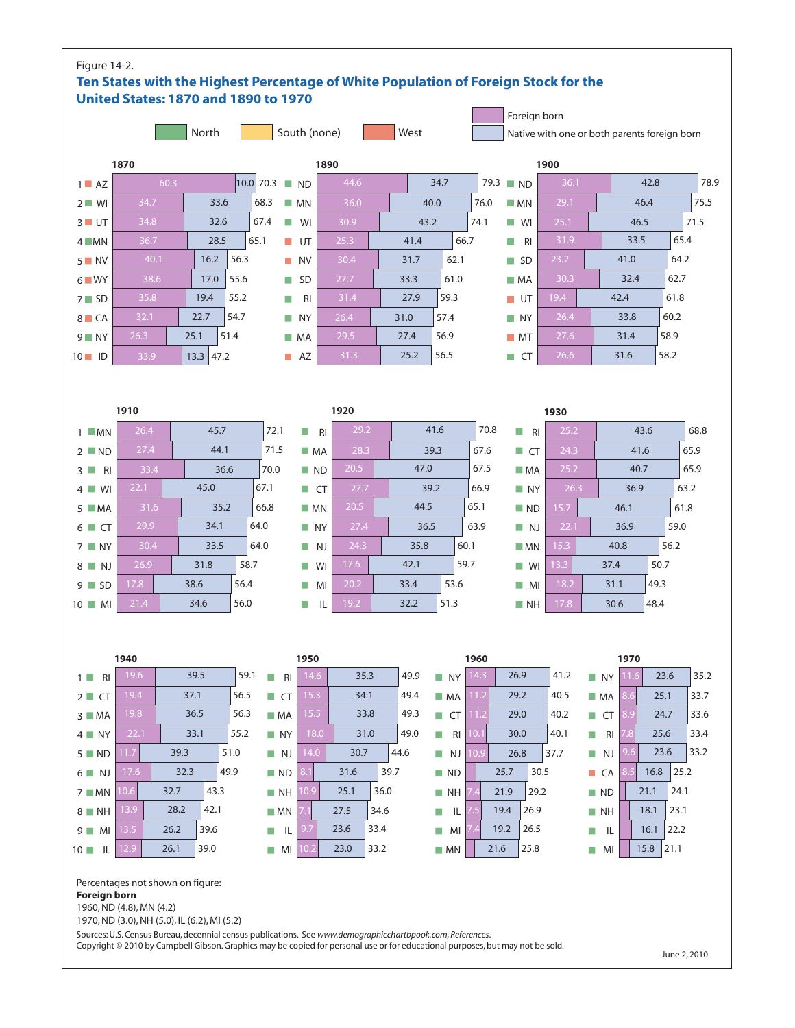Figure 14-2.

## Ten States with the Highest Percentage of White Population of Foreign Stock for the United States: 1870 and 1890 to 1970

Legend: North | South (none) | West — Foreign born | Native with one or both parents foreign born

### 1870

| Rank | State | Region | Foreign born | Native with one or both parents foreign born | Total |
|---|---|---|---|---|---|
| 1 | AZ | West | 60.3 | 10.0 | 70.3 |
| 2 | WI | North | 34.7 | 33.6 | 68.3 |
| 3 | UT | West | 34.8 | 32.6 | 67.4 |
| 4 | MN | North | 36.7 | 28.5 | 65.1 |
| 5 | NV | West | 40.1 | 16.2 | 56.3 |
| 6 | WY | West | 38.6 | 17.0 | 55.6 |
| 7 | SD | North | 35.8 | 19.4 | 55.2 |
| 8 | CA | West | 32.1 | 22.7 | 54.7 |
| 9 | NY | North | 26.3 | 25.1 | 51.4 |
| 10 | ID | West | 33.9 | 13.3 | 47.2 |

### 1890

| Rank | State | Region | Foreign born | Native with one or both parents foreign born | Total |
|---|---|---|---|---|---|
| 1 | ND | North | 44.6 | 34.7 | 79.3 |
| 2 | MN | North | 36.0 | 40.0 | 76.0 |
| 3 | WI | North | 30.9 | 43.2 | 74.1 |
| 4 | UT | West | 25.3 | 41.4 | 66.7 |
| 5 | NV | West | 30.4 | 31.7 | 62.1 |
| 6 | SD | North | 27.7 | 33.3 | 61.0 |
| 7 | RI | North | 31.4 | 27.9 | 59.3 |
| 8 | NY | North | 26.4 | 31.0 | 57.4 |
| 9 | MA | North | 29.5 | 27.4 | 56.9 |
| 10 | AZ | West | 31.3 | 25.2 | 56.5 |

### 1900

| Rank | State | Region | Foreign born | Native with one or both parents foreign born | Total |
|---|---|---|---|---|---|
| 1 | ND | North | 36.1 | 42.8 | 78.9 |
| 2 | MN | North | 29.1 | 46.4 | 75.5 |
| 3 | WI | North | 25.1 | 46.5 | 71.5 |
| 4 | RI | North | 31.9 | 33.5 | 65.4 |
| 5 | SD | North | 23.2 | 41.0 | 64.2 |
| 6 | MA | North | 30.3 | 32.4 | 62.7 |
| 7 | UT | West | 19.4 | 42.4 | 61.8 |
| 8 | NY | North | 26.4 | 33.8 | 60.2 |
| 9 | MT | West | 27.6 | 31.4 | 58.9 |
| 10 | CT | North | 26.6 | 31.6 | 58.2 |

### 1910

| Rank | State | Region | Foreign born | Native with one or both parents foreign born | Total |
|---|---|---|---|---|---|
| 1 | MN | North | 26.4 | 45.7 | 72.1 |
| 2 | ND | North | 27.4 | 44.1 | 71.5 |
| 3 | RI | North | 33.4 | 36.6 | 70.0 |
| 4 | WI | North | 22.1 | 45.0 | 67.1 |
| 5 | MA | North | 31.6 | 35.2 | 66.8 |
| 6 | CT | North | 29.9 | 34.1 | 64.0 |
| 7 | NY | North | 30.4 | 33.5 | 64.0 |
| 8 | NJ | North | 26.9 | 31.8 | 58.7 |
| 9 | SD | North | 17.8 | 38.6 | 56.4 |
| 10 | MI | North | 21.4 | 34.6 | 56.0 |

### 1920

| Rank | State | Region | Foreign born | Native with one or both parents foreign born | Total |
|---|---|---|---|---|---|
| 1 | RI | North | 29.2 | 41.6 | 70.8 |
| 2 | MA | North | 28.3 | 39.3 | 67.6 |
| 3 | ND | North | 20.5 | 47.0 | 67.5 |
| 4 | CT | North | 27.7 | 39.2 | 66.9 |
| 5 | MN | North | 20.5 | 44.5 | 65.1 |
| 6 | NY | North | 27.4 | 36.5 | 63.9 |
| 7 | NJ | North | 24.3 | 35.8 | 60.1 |
| 8 | WI | North | 17.6 | 42.1 | 59.7 |
| 9 | MI | North | 20.2 | 33.4 | 53.6 |
| 10 | IL | North | 19.2 | 32.2 | 51.3 |

### 1930

| Rank | State | Region | Foreign born | Native with one or both parents foreign born | Total |
|---|---|---|---|---|---|
| 1 | RI | North | 25.2 | 43.6 | 68.8 |
| 2 | CT | North | 24.3 | 41.6 | 65.9 |
| 3 | MA | North | 25.2 | 40.7 | 65.9 |
| 4 | NY | North | 26.3 | 36.9 | 63.2 |
| 5 | ND | North | 15.7 | 46.1 | 61.8 |
| 6 | NJ | North | 22.1 | 36.9 | 59.0 |
| 7 | MN | North | 15.3 | 40.8 | 56.2 |
| 8 | WI | North | 13.3 | 37.4 | 50.7 |
| 9 | MI | North | 18.2 | 31.1 | 49.3 |
| 10 | NH | North | 17.8 | 30.6 | 48.4 |

### 1940

| Rank | State | Region | Foreign born | Native with one or both parents foreign born | Total |
|---|---|---|---|---|---|
| 1 | RI | North | 19.6 | 39.5 | 59.1 |
| 2 | CT | North | 19.4 | 37.1 | 56.5 |
| 3 | MA | North | 19.8 | 36.5 | 56.3 |
| 4 | NY | North | 22.1 | 33.1 | 55.2 |
| 5 | ND | North | 11.7 | 39.3 | 51.0 |
| 6 | NJ | North | 17.6 | 32.3 | 49.9 |
| 7 | MN | North | 10.6 | 32.7 | 43.3 |
| 8 | NH | North | 13.9 | 28.2 | 42.1 |
| 9 | MI | North | 13.5 | 26.2 | 39.6 |
| 10 | IL | North | 12.9 | 26.1 | 39.0 |

### 1950

| Rank | State | Region | Foreign born | Native with one or both parents foreign born | Total |
|---|---|---|---|---|---|
| 1 | RI | North | 14.6 | 35.3 | 49.9 |
| 2 | CT | North | 15.3 | 34.1 | 49.4 |
| 3 | MA | North | 15.5 | 33.8 | 49.3 |
| 4 | NY | North | 18.0 | 31.0 | 49.0 |
| 5 | NJ | North | 14.0 | 30.7 | 44.6 |
| 6 | ND | North | 8.1 | 31.6 | 39.7 |
| 7 | NH | North | 10.9 | 25.1 | 36.0 |
| 8 | MN | North | 7.1 | 27.5 | 34.6 |
| 9 | IL | North | 9.7 | 23.6 | 33.4 |
| 10 | MI | North | 10.2 | 23.0 | 33.2 |

### 1960

| Rank | State | Region | Foreign born | Native with one or both parents foreign born | Total |
|---|---|---|---|---|---|
| 1 | NY | North | 14.3 | 26.9 | 41.2 |
| 2 | MA | North | 11.2 | 29.2 | 40.5 |
| 3 | CT | North | 11.2 | 29.0 | 40.2 |
| 4 | RI | North | 10.1 | 30.0 | 40.1 |
| 5 | NJ | North | 10.9 | 26.8 | 37.7 |
| 6 | ND | North | | 25.7 | 30.5 |
| 7 | NH | North | 7.4 | 21.9 | 29.2 |
| 8 | IL | North | 7.5 | 19.4 | 26.9 |
| 9 | MI | North | 7.4 | 19.2 | 26.5 |
| 10 | MN | North | | 21.6 | 25.8 |

### 1970

| Rank | State | Region | Foreign born | Native with one or both parents foreign born | Total |
|---|---|---|---|---|---|
| 1 | NY | North | 11.6 | 23.6 | 35.2 |
| 2 | MA | North | 8.6 | 25.1 | 33.7 |
| 3 | CT | North | 8.9 | 24.7 | 33.6 |
| 4 | RI | North | 7.8 | 25.6 | 33.4 |
| 5 | NJ | North | 9.6 | 23.6 | 33.2 |
| 6 | CA | West | 8.5 | 16.8 | 25.2 |
| 7 | ND | North | | 21.1 | 24.1 |
| 8 | NH | North | | 18.1 | 23.1 |
| 9 | IL | North | | 16.1 | 22.2 |
| 10 | MI | North | | 15.8 | 21.1 |

Percentages not shown on figure:

**Foreign born**

1960, ND (4.8), MN (4.2)

1970, ND (3.0), NH (5.0), IL (6.2), MI (5.2)

Sources: U.S. Census Bureau, decennial census publications. See *www.demographicchartbook.com, References*.

Copyright © 2010 by Campbell Gibson. Graphics may be copied for personal use or for educational purposes, but may not be sold.

June 2, 2010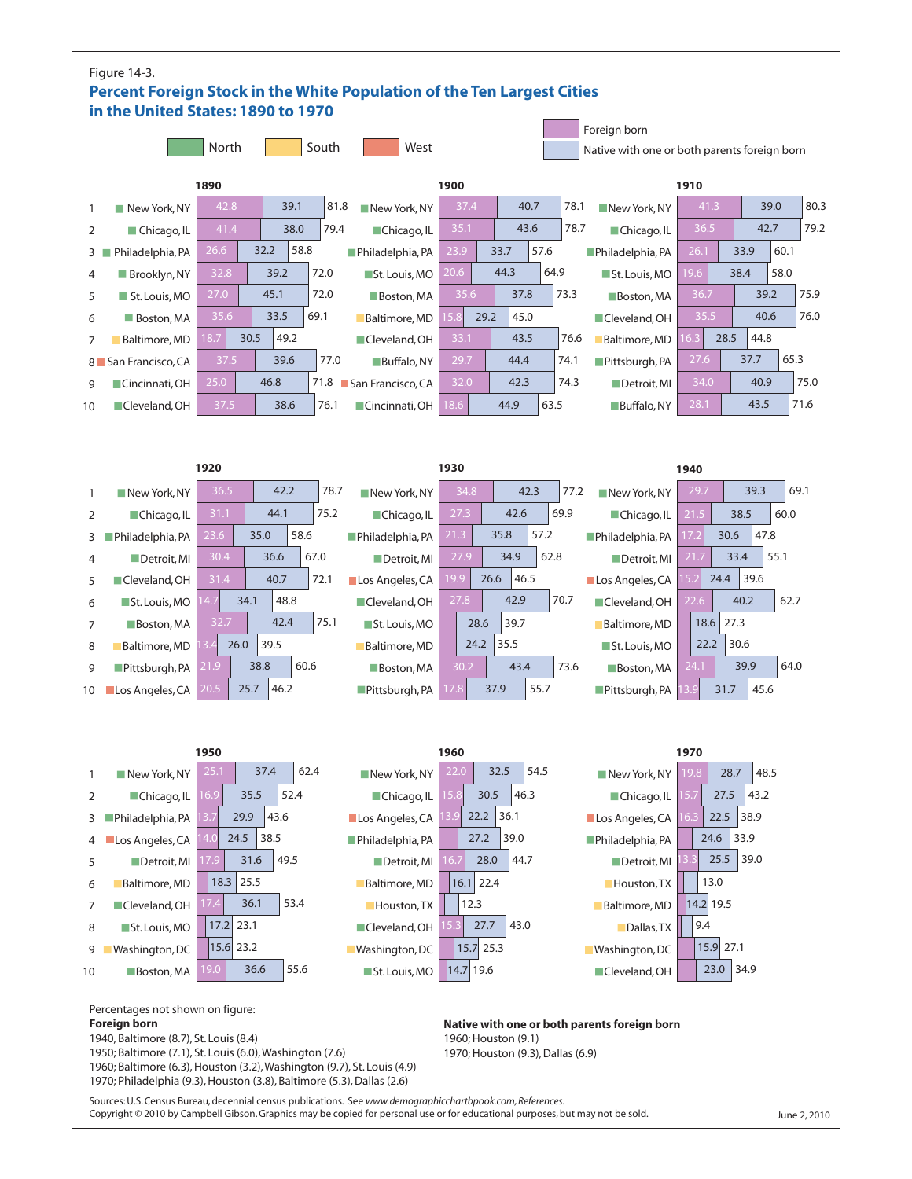Figure 14-3.

## Percent Foreign Stock in the White Population of the Ten Largest Cities in the United States: 1890 to 1970

North  South  West

Foreign born
Native with one or both parents foreign born

**1890**

1 New York, NY 42.8 39.1 81.8
2 Chicago, IL 41.4 38.0 79.4
3 Philadelphia, PA 26.6 32.2 58.8
4 Brooklyn, NY 32.8 39.2 72.0
5 St. Louis, MO 27.0 45.1 72.0
6 Boston, MA 35.6 33.5 69.1
7 Baltimore, MD 18.7 30.5 49.2
8 San Francisco, CA 37.5 39.6 77.0
9 Cincinnati, OH 25.0 46.8 71.8
10 Cleveland, OH 37.5 38.6 76.1

**1900**

New York, NY 37.4 40.7 78.1
Chicago, IL 35.1 43.6 78.7
Philadelphia, PA 23.9 33.7 57.6
St. Louis, MO 20.6 44.3 64.9
Boston, MA 35.6 37.8 73.3
Baltimore, MD 15.8 29.2 45.0
Cleveland, OH 33.1 43.5 76.6
Buffalo, NY 29.7 44.4 74.1
San Francisco, CA 32.0 42.3 74.3
Cincinnati, OH 18.6 44.9 63.5

**1910**

New York, NY 41.3 39.0 80.3
Chicago, IL 36.5 42.7 79.2
Philadelphia, PA 26.1 33.9 60.1
St. Louis, MO 19.6 38.4 58.0
Boston, MA 36.7 39.2 75.9
Cleveland, OH 35.5 40.6 76.0
Baltimore, MD 16.3 28.5 44.8
Pittsburgh, PA 27.6 37.7 65.3
Detroit, MI 34.0 40.9 75.0
Buffalo, NY 28.1 43.5 71.6

**1920**

1 New York, NY 36.5 42.2 78.7
2 Chicago, IL 31.1 44.1 75.2
3 Philadelphia, PA 23.6 35.0 58.6
4 Detroit, MI 30.4 36.6 67.0
5 Cleveland, OH 31.4 40.7 72.1
6 St. Louis, MO 14.7 34.1 48.8
7 Boston, MA 32.7 42.4 75.1
8 Baltimore, MD 13.4 26.0 39.5
9 Pittsburgh, PA 21.9 38.8 60.6
10 Los Angeles, CA 20.5 25.7 46.2

**1930**

New York, NY 34.8 42.3 77.2
Chicago, IL 27.3 42.6 69.9
Philadelphia, PA 21.3 35.8 57.2
Detroit, MI 27.9 34.9 62.8
Los Angeles, CA 19.9 26.6 46.5
Cleveland, OH 27.8 42.9 70.7
St. Louis, MO 28.6 39.7
Baltimore, MD 24.2 35.5
Boston, MA 30.2 43.4 73.6
Pittsburgh, PA 17.8 37.9 55.7

**1940**

New York, NY 29.7 39.3 69.1
Chicago, IL 21.5 38.5 60.0
Philadelphia, PA 17.2 30.6 47.8
Detroit, MI 21.7 33.4 55.1
Los Angeles, CA 15.2 24.4 39.6
Cleveland, OH 22.6 40.2 62.7
Baltimore, MD 18.6 27.3
St. Louis, MO 22.2 30.6
Boston, MA 24.1 39.9 64.0
Pittsburgh, PA 13.9 31.7 45.6

**1950**

1 New York, NY 25.1 37.4 62.4
2 Chicago, IL 16.9 35.5 52.4
3 Philadelphia, PA 13.7 29.9 43.6
4 Los Angeles, CA 14.0 24.5 38.5
5 Detroit, MI 17.9 31.6 49.5
6 Baltimore, MD 18.3 25.5
7 Cleveland, OH 17.4 36.1 53.4
8 St. Louis, MO 17.2 23.1
9 Washington, DC 15.6 23.2
10 Boston, MA 19.0 36.6 55.6

**1960**

New York, NY 22.0 32.5 54.5
Chicago, IL 15.8 30.5 46.3
Los Angeles, CA 13.9 22.2 36.1
Philadelphia, PA 27.2 39.0
Detroit, MI 16.7 28.0 44.7
Baltimore, MD 16.1 22.4
Houston, TX 12.3
Cleveland, OH 15.3 27.7 43.0
Washington, DC 15.7 25.3
St. Louis, MO 14.7 19.6

**1970**

New York, NY 19.8 28.7 48.5
Chicago, IL 15.7 27.5 43.2
Los Angeles, CA 16.3 22.5 38.9
Philadelphia, PA 24.6 33.9
Detroit, MI 13.3 25.5 39.0
Houston, TX 13.0
Baltimore, MD 14.2 19.5
Dallas, TX 9.4
Washington, DC 15.9 27.1
Cleveland, OH 23.0 34.9

Percentages not shown on figure:

**Foreign born**
1940, Baltimore (8.7), St. Louis (8.4)
1950, Baltimore (7.1), St. Louis (6.0), Washington (7.6)
1960, Baltimore (6.3), Houston (3.2), Washington (9.7), St. Louis (4.9)
1970, Philadelphia (9.3), Houston (3.8), Baltimore (5.3), Dallas (2.6)

**Native with one or both parents foreign born**
1960, Houston (9.1)
1970, Houston (9.3), Dallas (6.9)

Sources: U.S. Census Bureau, decennial census publications. See *www.demographicchartbook.com, References*.
Copyright © 2010 by Campbell Gibson. Graphics may be copied for personal use or for educational purposes, but may not be sold.

June 2, 2010